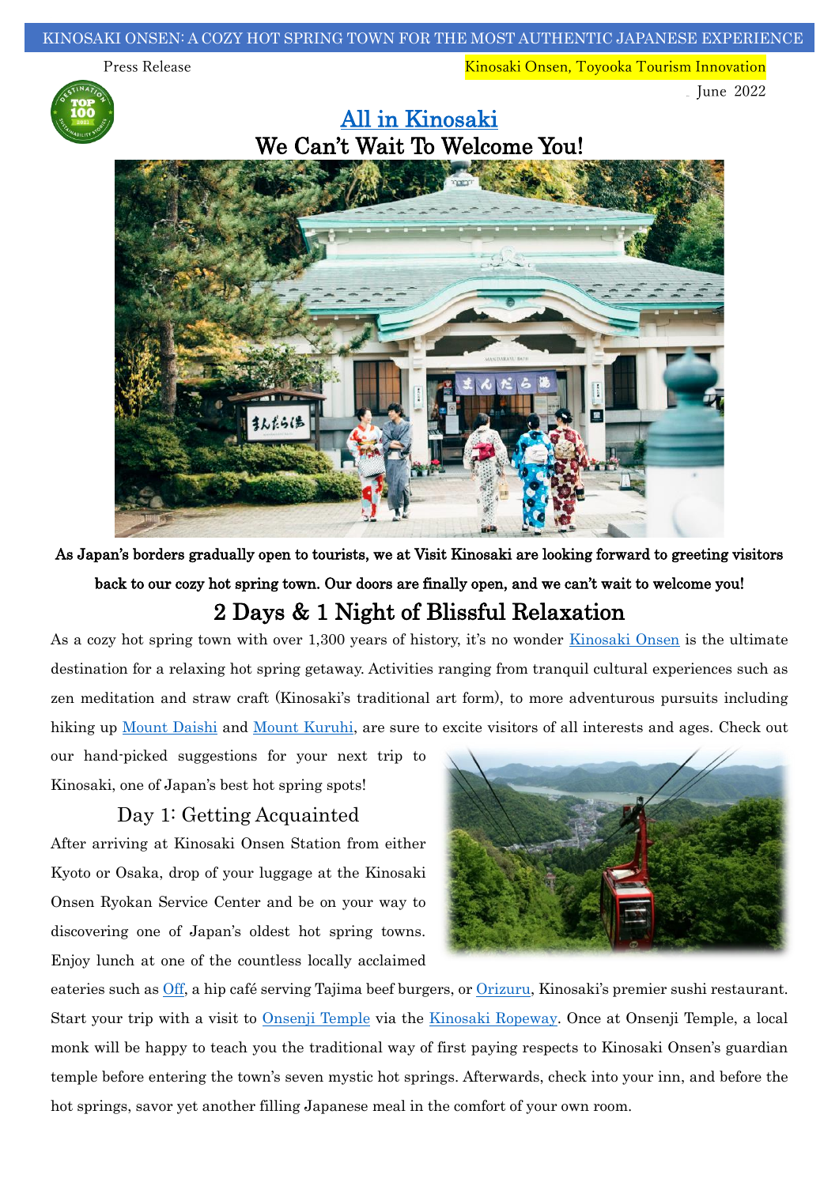KINOSAKI ONSEN: A COZY HOT SPRING TOWN FOR THE MOST AUTHENTIC JAPANESE EXPERIENCE

Press Release

Kinosaki Onsen, Toyooka Tourism Innovation

June 2022

# All in Kinosaki

# We Can't Wait To Welcome You!

**As Japan's borders gradually open to tourists, we at Visit Kinosaki are looking forward to greeting visitors back to our cozy hot spring town. Our doors are finally open, and we can't wait to welcome you!**

## 2 Days & 1 Night of Blissful Relaxation

As a cozy hot spring town with over 1,300 years of history, it's no wonder Kinosaki Onsen is the ultimate destination for a relaxing hot spring getaway. Activities ranging from tranquil cultural experiences such as zen meditation and straw craft (Kinosaki's traditional art form), to more adventurous pursuits including hiking up Mount Daishi and Mount Kuruhi, are sure to excite visitors of all interests and ages. Check out our hand-picked suggestions for your next trip to Kinosaki, one of Japan's best hot spring spots!

### Day 1: Getting Acquainted

After arriving at Kinosaki Onsen Station from either Kyoto or Osaka, drop of your luggage at the Kinosaki Onsen Ryokan Service Center and be on your way to discovering one of Japan's oldest hot spring towns. Enjoy lunch at one of the countless locally acclaimed eateries such as Off, a hip café serving Tajima beef burgers, or Orizuru, Kinosaki's premier sushi restaurant. Start your trip with a visit to Onsenji Temple via the Kinosaki Ropeway. Once at Onsenji Temple, a local monk will be happy to teach you the traditional way of first paying respects to Kinosaki Onsen's guardian temple before entering the town's seven mystic hot springs. Afterwards, check into your inn, and before the hot springs, savor yet another filling Japanese meal in the comfort of your own room.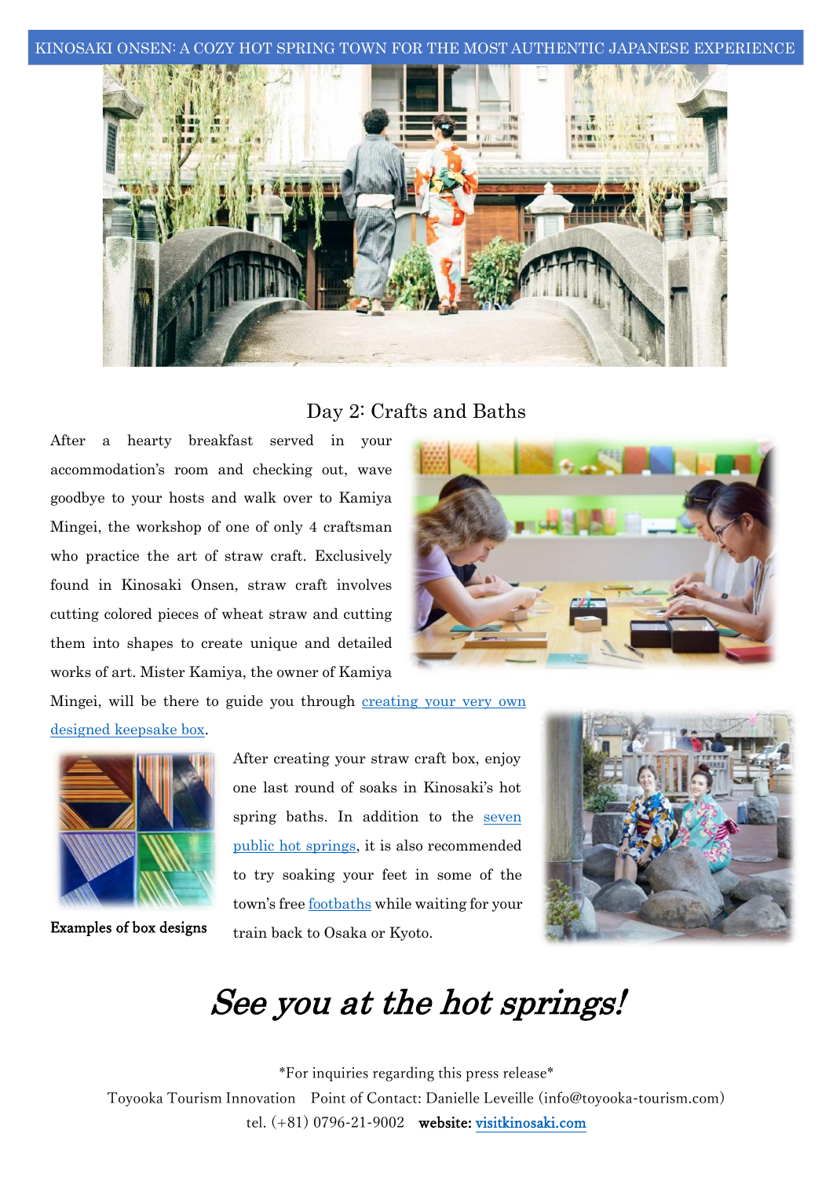KINOSAKI ONSEN: A COZY HOT SPRING TOWN FOR THE MOST AUTHENTIC JAPANESE EXPERIENCE

## Day 2: Crafts and Baths

After a hearty breakfast served in your accommodation's room and checking out, wave goodbye to your hosts and walk over to Kamiya Mingei, the workshop of one of only 4 craftsman who practice the art of straw craft. Exclusively found in Kinosaki Onsen, straw craft involves cutting colored pieces of wheat straw and cutting them into shapes to create unique and detailed works of art. Mister Kamiya, the owner of Kamiya Mingei, will be there to guide you through creating your very own designed keepsake box.

**Examples of box designs**

After creating your straw craft box, enjoy one last round of soaks in Kinosaki's hot spring baths. In addition to the seven public hot springs, it is also recommended to try soaking your feet in some of the town's free footbaths while waiting for your train back to Osaka or Kyoto.

# *See you at the hot springs!*

\*For inquiries regarding this press release\*

Toyooka Tourism Innovation Point of Contact: Danielle Leveille (info@toyooka-tourism.com)

tel. (+81) 0796-21-9002 **website:** visitkinosaki.com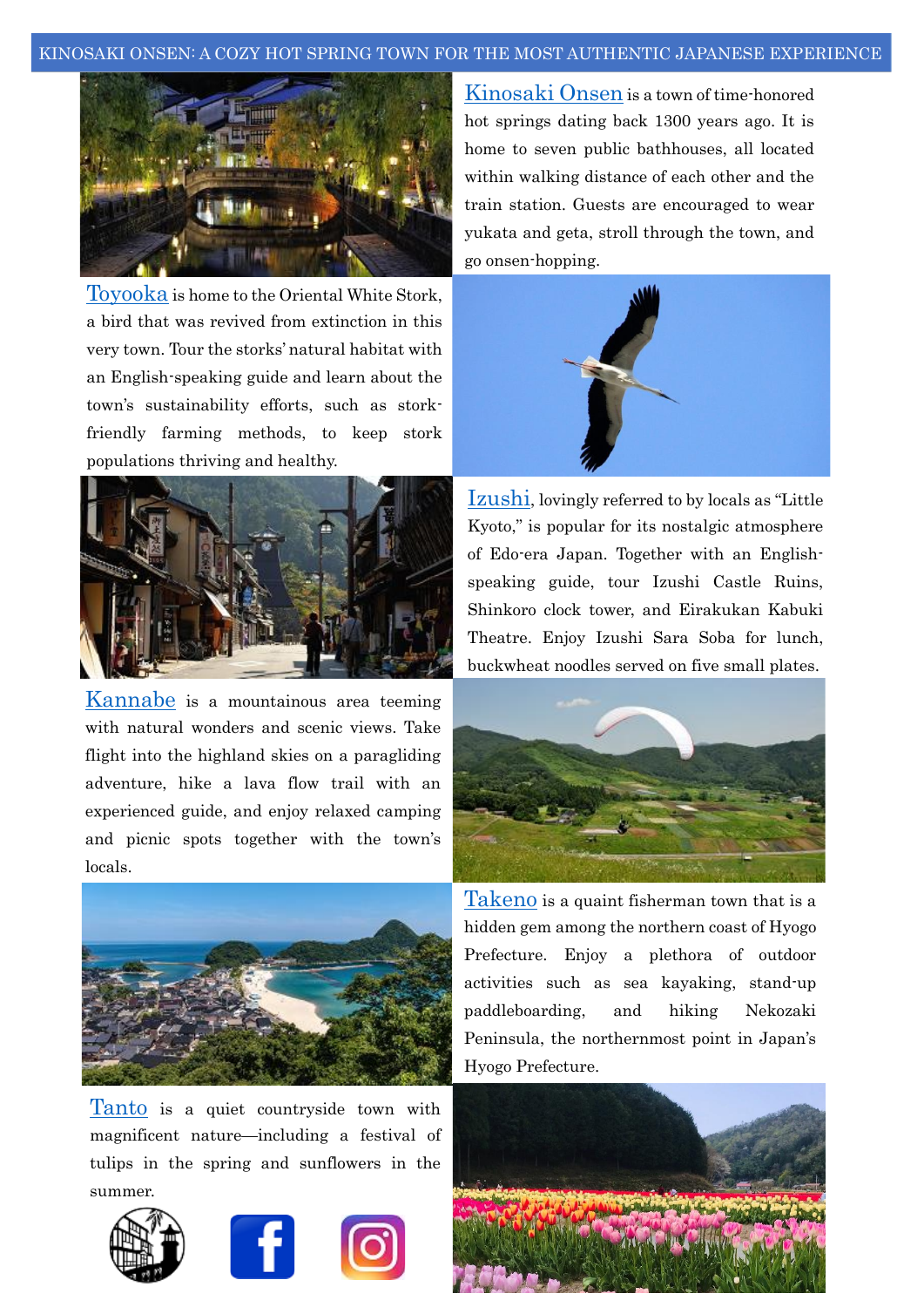# KINOSAKI ONSEN: A COZY HOT SPRING TOWN FOR THE MOST AUTHENTIC JAPANESE EXPERIENCE

Kinosaki Onsen is a town of time-honored hot springs dating back 1300 years ago. It is home to seven public bathhouses, all located within walking distance of each other and the train station. Guests are encouraged to wear yukata and geta, stroll through the town, and go onsen-hopping.

Toyooka is home to the Oriental White Stork, a bird that was revived from extinction in this very town. Tour the storks' natural habitat with an English-speaking guide and learn about the town's sustainability efforts, such as stork-friendly farming methods, to keep stork populations thriving and healthy.

Izushi, lovingly referred to by locals as "Little Kyoto," is popular for its nostalgic atmosphere of Edo-era Japan. Together with an English-speaking guide, tour Izushi Castle Ruins, Shinkoro clock tower, and Eirakukan Kabuki Theatre. Enjoy Izushi Sara Soba for lunch, buckwheat noodles served on five small plates.

Kannabe is a mountainous area teeming with natural wonders and scenic views. Take flight into the highland skies on a paragliding adventure, hike a lava flow trail with an experienced guide, and enjoy relaxed camping and picnic spots together with the town's locals.

Takeno is a quaint fisherman town that is a hidden gem among the northern coast of Hyogo Prefecture. Enjoy a plethora of outdoor activities such as sea kayaking, stand-up paddleboarding, and hiking Nekozaki Peninsula, the northernmost point in Japan's Hyogo Prefecture.

Tanto is a quiet countryside town with magnificent nature—including a festival of tulips in the spring and sunflowers in the summer.